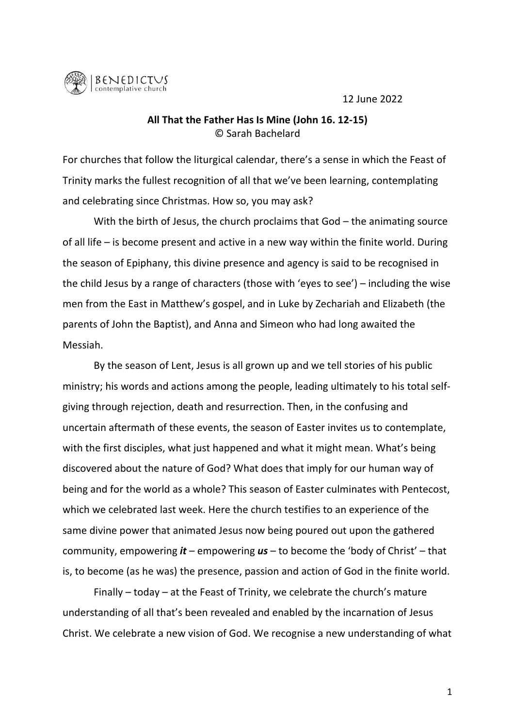BENEDICTUS contemplative church

12 June 2022

**All That the Father Has Is Mine (John 16. 12-15)**
© Sarah Bachelard

For churches that follow the liturgical calendar, there's a sense in which the Feast of Trinity marks the fullest recognition of all that we've been learning, contemplating and celebrating since Christmas. How so, you may ask?

With the birth of Jesus, the church proclaims that God – the animating source of all life – is become present and active in a new way within the finite world. During the season of Epiphany, this divine presence and agency is said to be recognised in the child Jesus by a range of characters (those with 'eyes to see') – including the wise men from the East in Matthew's gospel, and in Luke by Zechariah and Elizabeth (the parents of John the Baptist), and Anna and Simeon who had long awaited the Messiah.

By the season of Lent, Jesus is all grown up and we tell stories of his public ministry; his words and actions among the people, leading ultimately to his total self-giving through rejection, death and resurrection. Then, in the confusing and uncertain aftermath of these events, the season of Easter invites us to contemplate, with the first disciples, what just happened and what it might mean. What's being discovered about the nature of God? What does that imply for our human way of being and for the world as a whole? This season of Easter culminates with Pentecost, which we celebrated last week. Here the church testifies to an experience of the same divine power that animated Jesus now being poured out upon the gathered community, empowering ***it*** – empowering ***us*** – to become the 'body of Christ' – that is, to become (as he was) the presence, passion and action of God in the finite world.

Finally – today – at the Feast of Trinity, we celebrate the church's mature understanding of all that's been revealed and enabled by the incarnation of Jesus Christ. We celebrate a new vision of God. We recognise a new understanding of what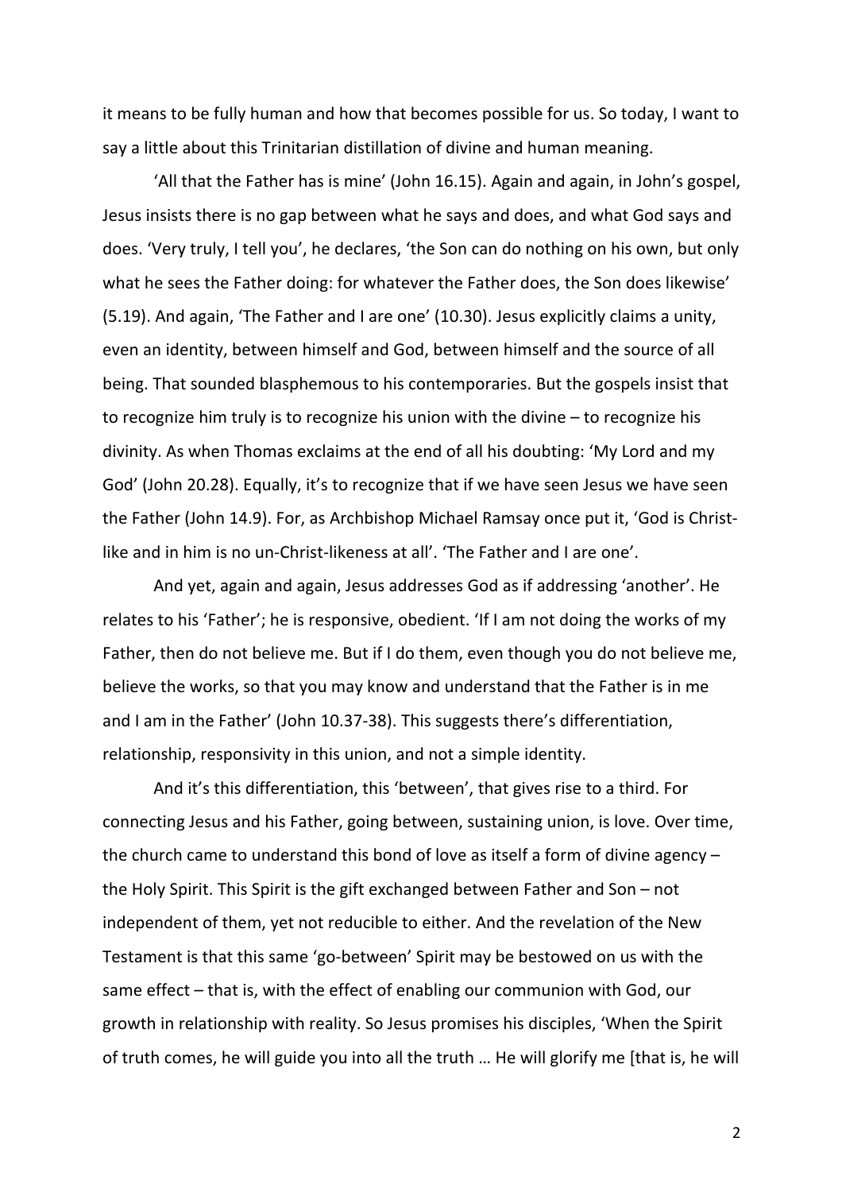it means to be fully human and how that becomes possible for us. So today, I want to say a little about this Trinitarian distillation of divine and human meaning.

'All that the Father has is mine' (John 16.15). Again and again, in John's gospel, Jesus insists there is no gap between what he says and does, and what God says and does. 'Very truly, I tell you', he declares, 'the Son can do nothing on his own, but only what he sees the Father doing: for whatever the Father does, the Son does likewise' (5.19). And again, 'The Father and I are one' (10.30). Jesus explicitly claims a unity, even an identity, between himself and God, between himself and the source of all being. That sounded blasphemous to his contemporaries. But the gospels insist that to recognize him truly is to recognize his union with the divine – to recognize his divinity. As when Thomas exclaims at the end of all his doubting: 'My Lord and my God' (John 20.28). Equally, it's to recognize that if we have seen Jesus we have seen the Father (John 14.9). For, as Archbishop Michael Ramsay once put it, 'God is Christ-like and in him is no un-Christ-likeness at all'. 'The Father and I are one'.

And yet, again and again, Jesus addresses God as if addressing 'another'. He relates to his 'Father'; he is responsive, obedient. 'If I am not doing the works of my Father, then do not believe me. But if I do them, even though you do not believe me, believe the works, so that you may know and understand that the Father is in me and I am in the Father' (John 10.37-38). This suggests there's differentiation, relationship, responsivity in this union, and not a simple identity.

And it's this differentiation, this 'between', that gives rise to a third. For connecting Jesus and his Father, going between, sustaining union, is love. Over time, the church came to understand this bond of love as itself a form of divine agency – the Holy Spirit. This Spirit is the gift exchanged between Father and Son – not independent of them, yet not reducible to either. And the revelation of the New Testament is that this same 'go-between' Spirit may be bestowed on us with the same effect – that is, with the effect of enabling our communion with God, our growth in relationship with reality. So Jesus promises his disciples, 'When the Spirit of truth comes, he will guide you into all the truth … He will glorify me [that is, he will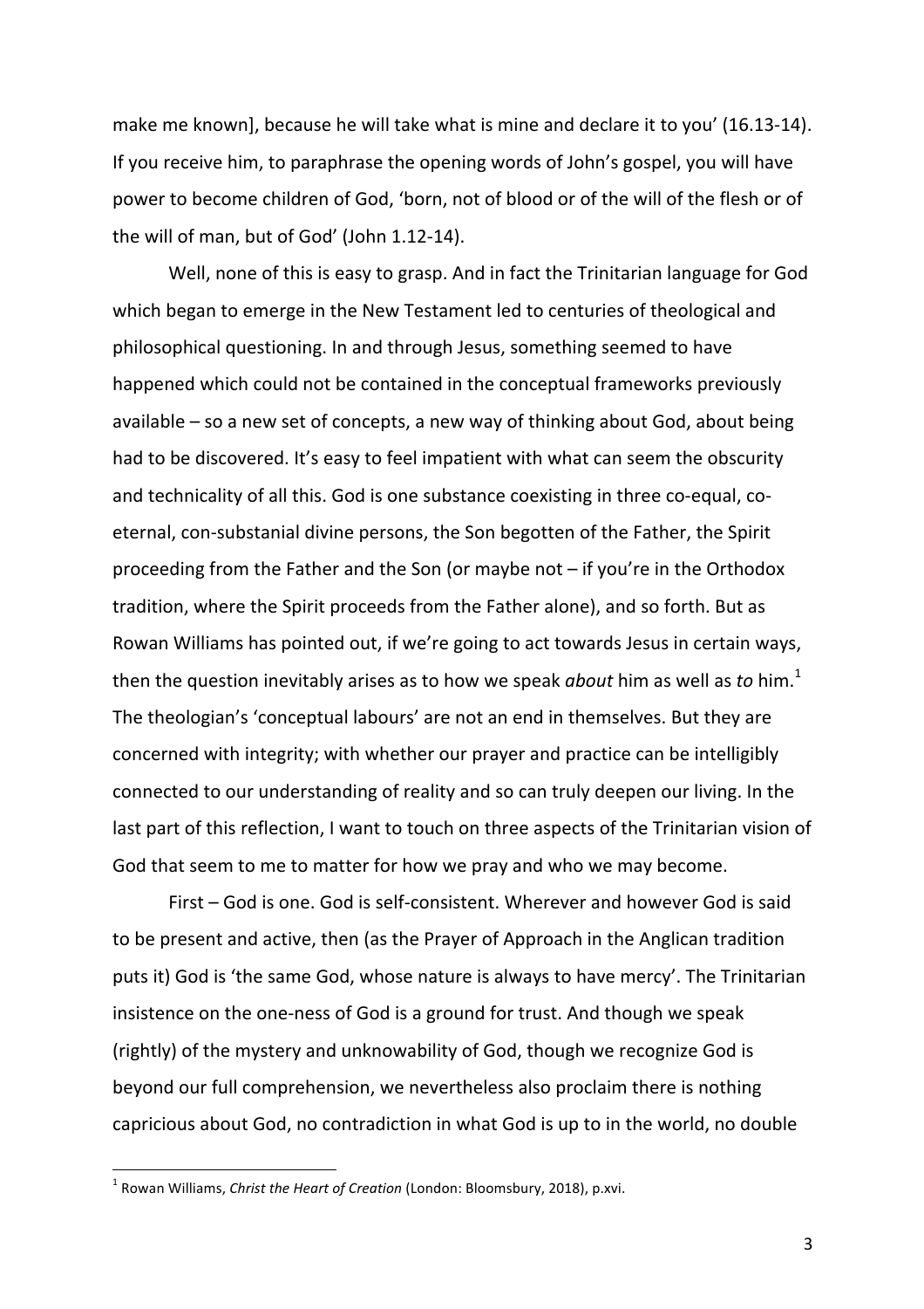make me known], because he will take what is mine and declare it to you' (16.13-14). If you receive him, to paraphrase the opening words of John's gospel, you will have power to become children of God, 'born, not of blood or of the will of the flesh or of the will of man, but of God' (John 1.12-14).

Well, none of this is easy to grasp. And in fact the Trinitarian language for God which began to emerge in the New Testament led to centuries of theological and philosophical questioning. In and through Jesus, something seemed to have happened which could not be contained in the conceptual frameworks previously available – so a new set of concepts, a new way of thinking about God, about being had to be discovered. It's easy to feel impatient with what can seem the obscurity and technicality of all this. God is one substance coexisting in three co-equal, co-eternal, con-substanial divine persons, the Son begotten of the Father, the Spirit proceeding from the Father and the Son (or maybe not – if you're in the Orthodox tradition, where the Spirit proceeds from the Father alone), and so forth. But as Rowan Williams has pointed out, if we're going to act towards Jesus in certain ways, then the question inevitably arises as to how we speak *about* him as well as *to* him.[1] The theologian's 'conceptual labours' are not an end in themselves. But they are concerned with integrity; with whether our prayer and practice can be intelligibly connected to our understanding of reality and so can truly deepen our living. In the last part of this reflection, I want to touch on three aspects of the Trinitarian vision of God that seem to me to matter for how we pray and who we may become.

First – God is one. God is self-consistent. Wherever and however God is said to be present and active, then (as the Prayer of Approach in the Anglican tradition puts it) God is 'the same God, whose nature is always to have mercy'. The Trinitarian insistence on the one-ness of God is a ground for trust. And though we speak (rightly) of the mystery and unknowability of God, though we recognize God is beyond our full comprehension, we nevertheless also proclaim there is nothing capricious about God, no contradiction in what God is up to in the world, no double

---

[1] Rowan Williams, *Christ the Heart of Creation* (London: Bloomsbury, 2018), p.xvi.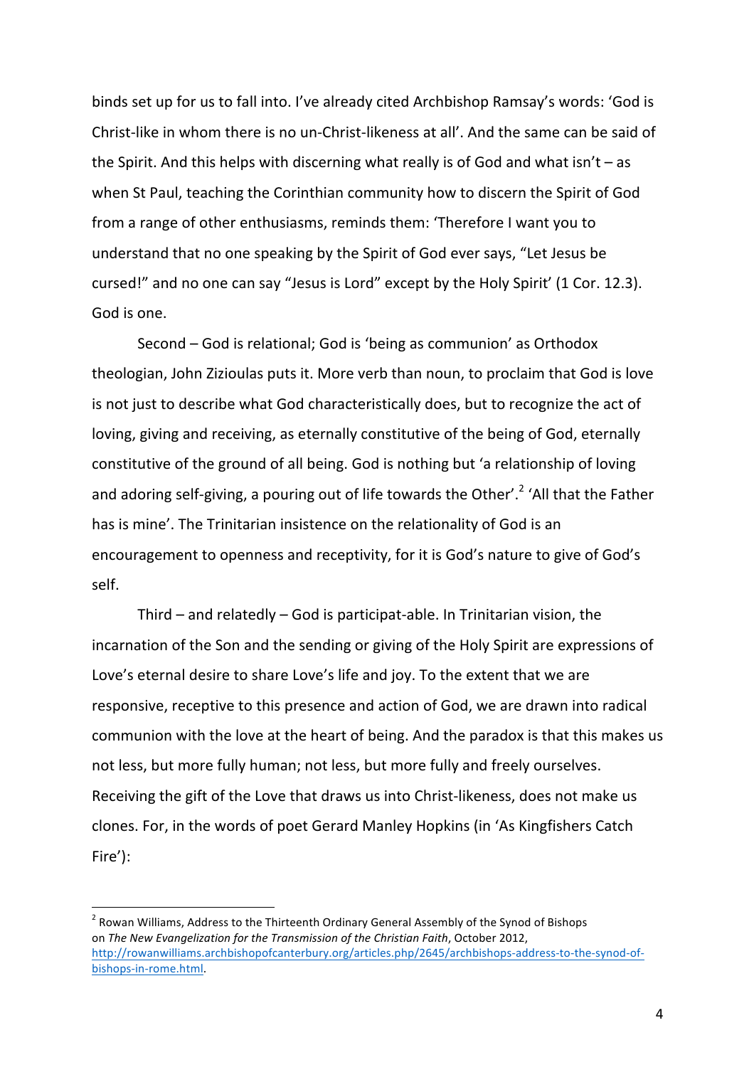binds set up for us to fall into. I've already cited Archbishop Ramsay's words: 'God is Christ-like in whom there is no un-Christ-likeness at all'. And the same can be said of the Spirit. And this helps with discerning what really is of God and what isn't – as when St Paul, teaching the Corinthian community how to discern the Spirit of God from a range of other enthusiasms, reminds them: 'Therefore I want you to understand that no one speaking by the Spirit of God ever says, "Let Jesus be cursed!" and no one can say "Jesus is Lord" except by the Holy Spirit' (1 Cor. 12.3). God is one.

Second – God is relational; God is 'being as communion' as Orthodox theologian, John Zizioulas puts it. More verb than noun, to proclaim that God is love is not just to describe what God characteristically does, but to recognize the act of loving, giving and receiving, as eternally constitutive of the being of God, eternally constitutive of the ground of all being. God is nothing but 'a relationship of loving and adoring self-giving, a pouring out of life towards the Other'.[2] 'All that the Father has is mine'. The Trinitarian insistence on the relationality of God is an encouragement to openness and receptivity, for it is God's nature to give of God's self.

Third – and relatedly – God is participat-able. In Trinitarian vision, the incarnation of the Son and the sending or giving of the Holy Spirit are expressions of Love's eternal desire to share Love's life and joy. To the extent that we are responsive, receptive to this presence and action of God, we are drawn into radical communion with the love at the heart of being. And the paradox is that this makes us not less, but more fully human; not less, but more fully and freely ourselves. Receiving the gift of the Love that draws us into Christ-likeness, does not make us clones. For, in the words of poet Gerard Manley Hopkins (in 'As Kingfishers Catch Fire'):

---

[2] Rowan Williams, Address to the Thirteenth Ordinary General Assembly of the Synod of Bishops on *The New Evangelization for the Transmission of the Christian Faith*, October 2012, http://rowanwilliams.archbishopofcanterbury.org/articles.php/2645/archbishops-address-to-the-synod-of-bishops-in-rome.html.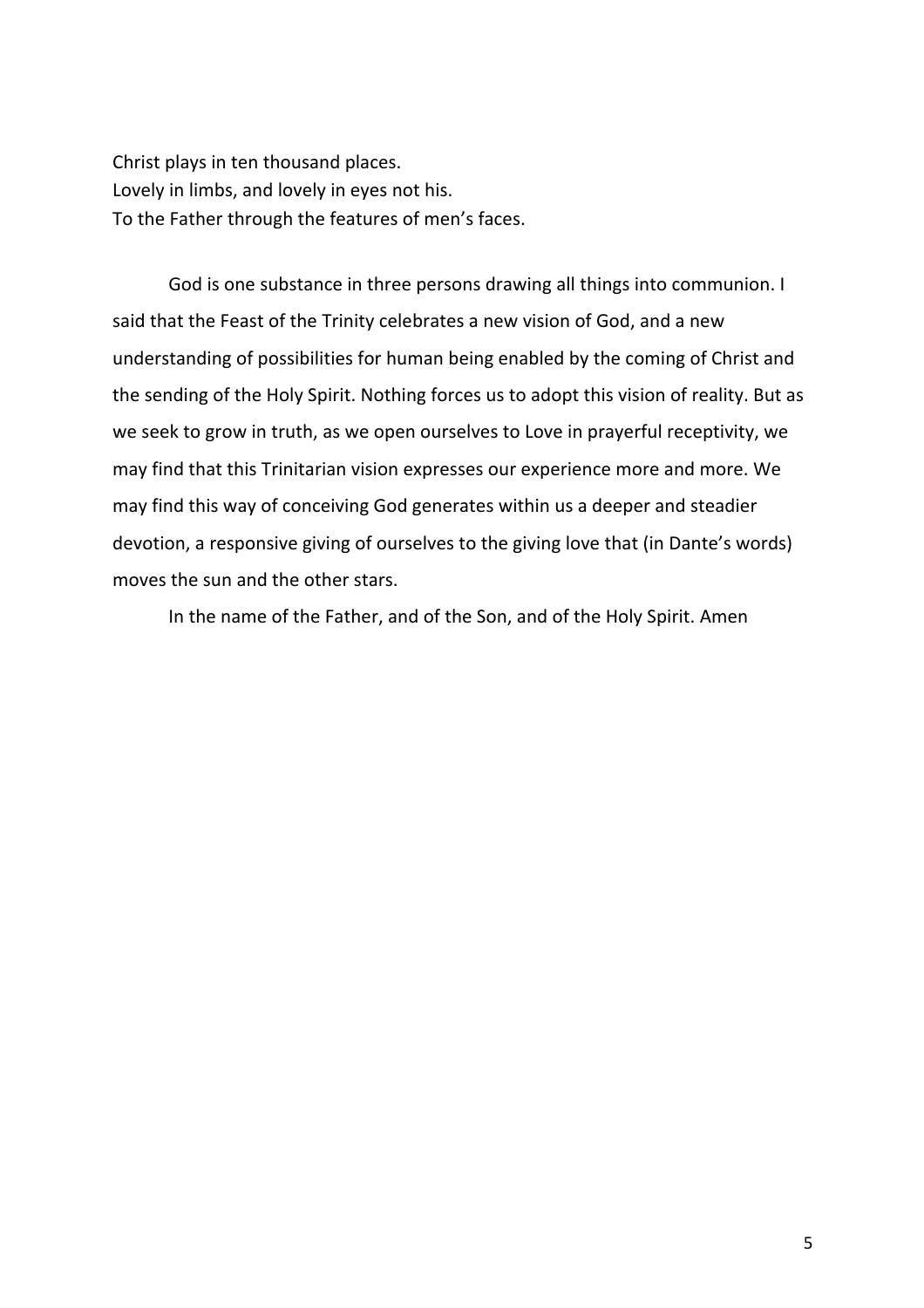Christ plays in ten thousand places.  
Lovely in limbs, and lovely in eyes not his.  
To the Father through the features of men's faces.

God is one substance in three persons drawing all things into communion. I said that the Feast of the Trinity celebrates a new vision of God, and a new understanding of possibilities for human being enabled by the coming of Christ and the sending of the Holy Spirit. Nothing forces us to adopt this vision of reality. But as we seek to grow in truth, as we open ourselves to Love in prayerful receptivity, we may find that this Trinitarian vision expresses our experience more and more. We may find this way of conceiving God generates within us a deeper and steadier devotion, a responsive giving of ourselves to the giving love that (in Dante's words) moves the sun and the other stars.

In the name of the Father, and of the Son, and of the Holy Spirit. Amen